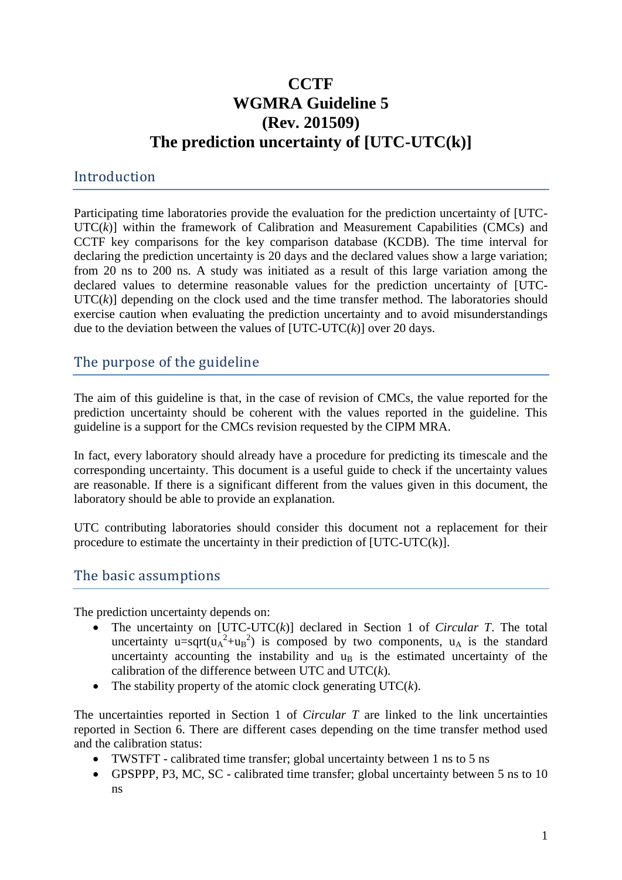# CCTF
# WGMRA Guideline 5
# (Rev. 201509)
# The prediction uncertainty of [UTC-UTC(k)]

## Introduction

Participating time laboratories provide the evaluation for the prediction uncertainty of [UTC-UTC(*k*)] within the framework of Calibration and Measurement Capabilities (CMCs) and CCTF key comparisons for the key comparison database (KCDB). The time interval for declaring the prediction uncertainty is 20 days and the declared values show a large variation; from 20 ns to 200 ns. A study was initiated as a result of this large variation among the declared values to determine reasonable values for the prediction uncertainty of [UTC-UTC(*k*)] depending on the clock used and the time transfer method. The laboratories should exercise caution when evaluating the prediction uncertainty and to avoid misunderstandings due to the deviation between the values of [UTC-UTC(*k*)] over 20 days.

## The purpose of the guideline

The aim of this guideline is that, in the case of revision of CMCs, the value reported for the prediction uncertainty should be coherent with the values reported in the guideline. This guideline is a support for the CMCs revision requested by the CIPM MRA.

In fact, every laboratory should already have a procedure for predicting its timescale and the corresponding uncertainty. This document is a useful guide to check if the uncertainty values are reasonable. If there is a significant different from the values given in this document, the laboratory should be able to provide an explanation.

UTC contributing laboratories should consider this document not a replacement for their procedure to estimate the uncertainty in their prediction of [UTC-UTC(k)].

## The basic assumptions

The prediction uncertainty depends on:

- The uncertainty on [UTC-UTC(*k*)] declared in Section 1 of *Circular T*. The total uncertainty $u=\text{sqrt}(u_A^2+u_B^2)$ is composed by two components, $u_A$ is the standard uncertainty accounting the instability and $u_B$ is the estimated uncertainty of the calibration of the difference between UTC and UTC(*k*).
- The stability property of the atomic clock generating UTC(*k*).

The uncertainties reported in Section 1 of *Circular T* are linked to the link uncertainties reported in Section 6. There are different cases depending on the time transfer method used and the calibration status:

- TWSTFT - calibrated time transfer; global uncertainty between 1 ns to 5 ns
- GPSPPP, P3, MC, SC - calibrated time transfer; global uncertainty between 5 ns to 10 ns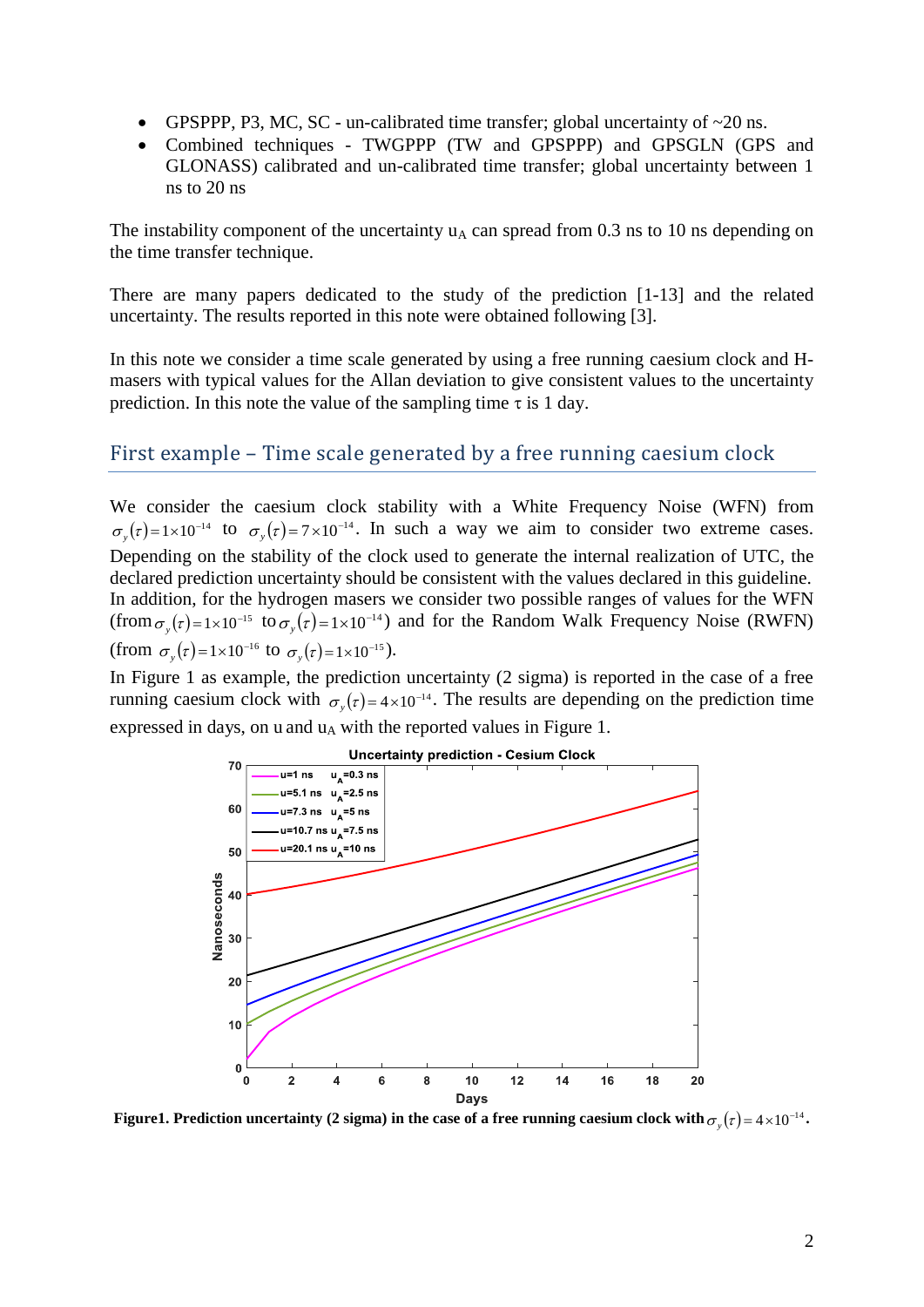- GPSPPP, P3, MC, SC - un-calibrated time transfer; global uncertainty of ~20 ns.
- Combined techniques - TWGPPP (TW and GPSPPP) and GPSGLN (GPS and GLONASS) calibrated and un-calibrated time transfer; global uncertainty between 1 ns to 20 ns

The instability component of the uncertainty $u_A$ can spread from 0.3 ns to 10 ns depending on the time transfer technique.

There are many papers dedicated to the study of the prediction [1-13] and the related uncertainty. The results reported in this note were obtained following [3].

In this note we consider a time scale generated by using a free running caesium clock and H-masers with typical values for the Allan deviation to give consistent values to the uncertainty prediction. In this note the value of the sampling time τ is 1 day.

## First example – Time scale generated by a free running caesium clock

We consider the caesium clock stability with a White Frequency Noise (WFN) from $\sigma_y(\tau)=1\times10^{-14}$ to $\sigma_y(\tau)=7\times10^{-14}$. In such a way we aim to consider two extreme cases. Depending on the stability of the clock used to generate the internal realization of UTC, the declared prediction uncertainty should be consistent with the values declared in this guideline. In addition, for the hydrogen masers we consider two possible ranges of values for the WFN (from $\sigma_y(\tau)=1\times10^{-15}$ to $\sigma_y(\tau)=1\times10^{-14}$) and for the Random Walk Frequency Noise (RWFN) (from $\sigma_y(\tau)=1\times10^{-16}$ to $\sigma_y(\tau)=1\times10^{-15}$).

In Figure 1 as example, the prediction uncertainty (2 sigma) is reported in the case of a free running caesium clock with $\sigma_y(\tau)=4\times10^{-14}$. The results are depending on the prediction time expressed in days, on u and $u_A$ with the reported values in Figure 1.

**Figure1. Prediction uncertainty (2 sigma) in the case of a free running caesium clock with $\sigma_y(\tau)=4\times10^{-14}$.**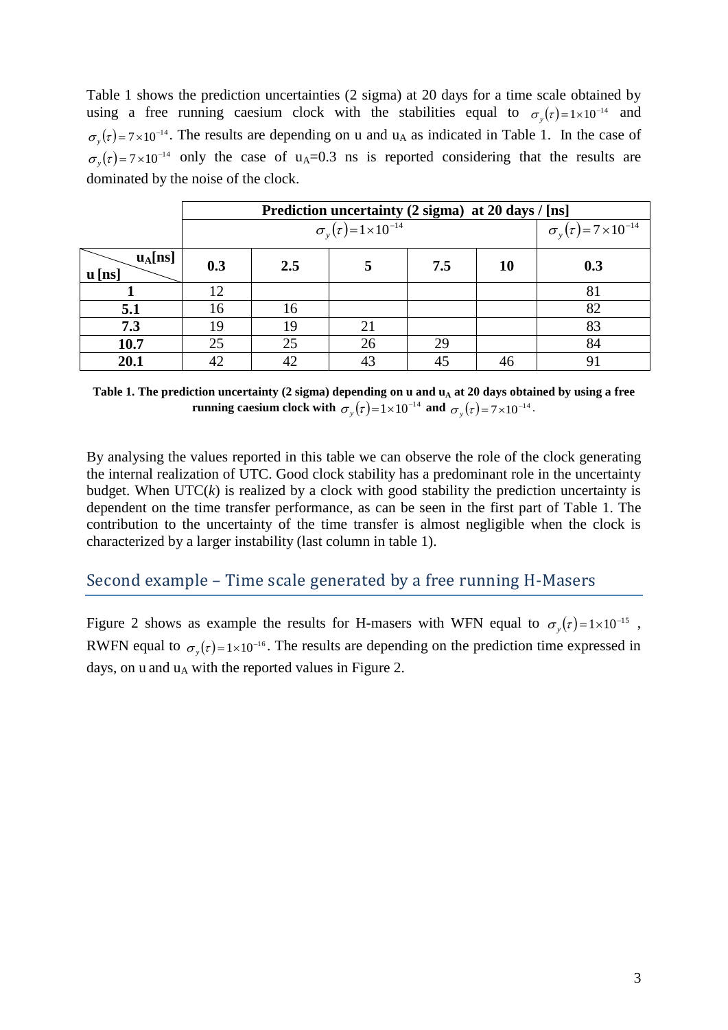Table 1 shows the prediction uncertainties (2 sigma) at 20 days for a time scale obtained by using a free running caesium clock with the stabilities equal to $\sigma_y(\tau)=1\times10^{-14}$ and $\sigma_y(\tau)=7\times10^{-14}$. The results are depending on u and $u_A$ as indicated in Table 1. In the case of $\sigma_y(\tau)=7\times10^{-14}$ only the case of $u_A$=0.3 ns is reported considering that the results are dominated by the noise of the clock.

| | **Prediction uncertainty (2 sigma) at 20 days / [ns]** | | | | | |
|---|---|---|---|---|---|---|
| | $\sigma_y(\tau)=1\times10^{-14}$ | | | | | $\sigma_y(\tau)=7\times10^{-14}$ |
| **u [ns]** \ **$u_A$[ns]** | **0.3** | **2.5** | **5** | **7.5** | **10** | **0.3** |
| **1** | 12 | | | | | 81 |
| **5.1** | 16 | 16 | | | | 82 |
| **7.3** | 19 | 19 | 21 | | | 83 |
| **10.7** | 25 | 25 | 26 | 29 | | 84 |
| **20.1** | 42 | 42 | 43 | 45 | 46 | 91 |

**Table 1. The prediction uncertainty (2 sigma) depending on u and $u_A$ at 20 days obtained by using a free running caesium clock with $\sigma_y(\tau)=1\times10^{-14}$ and $\sigma_y(\tau)=7\times10^{-14}$.**

By analysing the values reported in this table we can observe the role of the clock generating the internal realization of UTC. Good clock stability has a predominant role in the uncertainty budget. When UTC(*k*) is realized by a clock with good stability the prediction uncertainty is dependent on the time transfer performance, as can be seen in the first part of Table 1. The contribution to the uncertainty of the time transfer is almost negligible when the clock is characterized by a larger instability (last column in table 1).

## Second example – Time scale generated by a free running H-Masers

Figure 2 shows as example the results for H-masers with WFN equal to $\sigma_y(\tau)=1\times10^{-15}$, RWFN equal to $\sigma_y(\tau)=1\times10^{-16}$. The results are depending on the prediction time expressed in days, on u and $u_A$ with the reported values in Figure 2.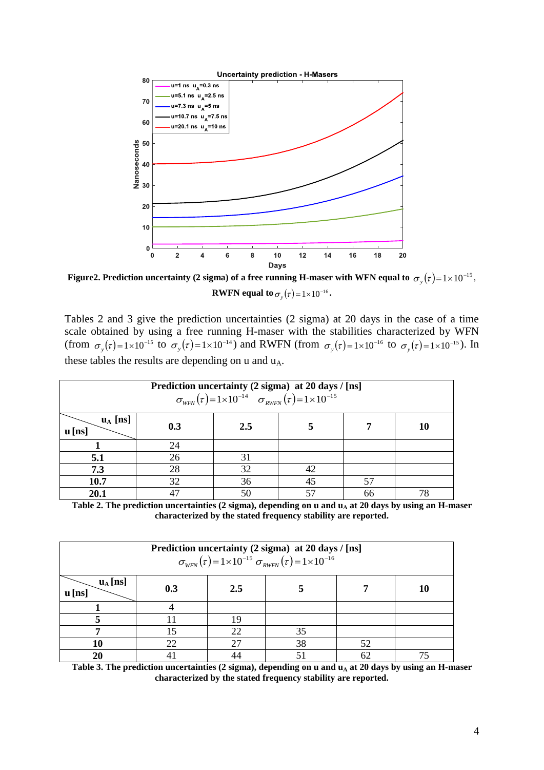Figure2. Prediction uncertainty (2 sigma) of a free running H-maser with WFN equal to $\sigma_y(\tau)=1\times10^{-15}$, RWFN equal to $\sigma_y(\tau)=1\times10^{-16}$.

Tables 2 and 3 give the prediction uncertainties (2 sigma) at 20 days in the case of a time scale obtained by using a free running H-maser with the stabilities characterized by WFN (from $\sigma_y(\tau)=1\times10^{-15}$ to $\sigma_y(\tau)=1\times10^{-14}$) and RWFN (from $\sigma_y(\tau)=1\times10^{-16}$ to $\sigma_y(\tau)=1\times10^{-15}$). In these tables the results are depending on u and $u_A$.

| **Prediction uncertainty (2 sigma) at 20 days / [ns]** $\sigma_{WFN}(\tau)=1\times10^{-14}$ $\sigma_{RWFN}(\tau)=1\times10^{-15}$ | | | | | |
|---|---|---|---|---|---|
| **u [ns]** \ **$u_A$ [ns]** | **0.3** | **2.5** | **5** | **7** | **10** |
| **1** | 24 | | | | |
| **5.1** | 26 | 31 | | | |
| **7.3** | 28 | 32 | 42 | | |
| **10.7** | 32 | 36 | 45 | 57 | |
| **20.1** | 47 | 50 | 57 | 66 | 78 |

**Table 2. The prediction uncertainties (2 sigma), depending on u and $u_A$ at 20 days by using an H-maser characterized by the stated frequency stability are reported.**

| **Prediction uncertainty (2 sigma) at 20 days / [ns]** $\sigma_{WFN}(\tau)=1\times10^{-15}$ $\sigma_{RWFN}(\tau)=1\times10^{-16}$ | | | | | |
|---|---|---|---|---|---|
| **u [ns]** \ **$u_A$ [ns]** | **0.3** | **2.5** | **5** | **7** | **10** |
| **1** | 4 | | | | |
| **5** | 11 | 19 | | | |
| **7** | 15 | 22 | 35 | | |
| **10** | 22 | 27 | 38 | 52 | |
| **20** | 41 | 44 | 51 | 62 | 75 |

**Table 3. The prediction uncertainties (2 sigma), depending on u and $u_A$ at 20 days by using an H-maser characterized by the stated frequency stability are reported.**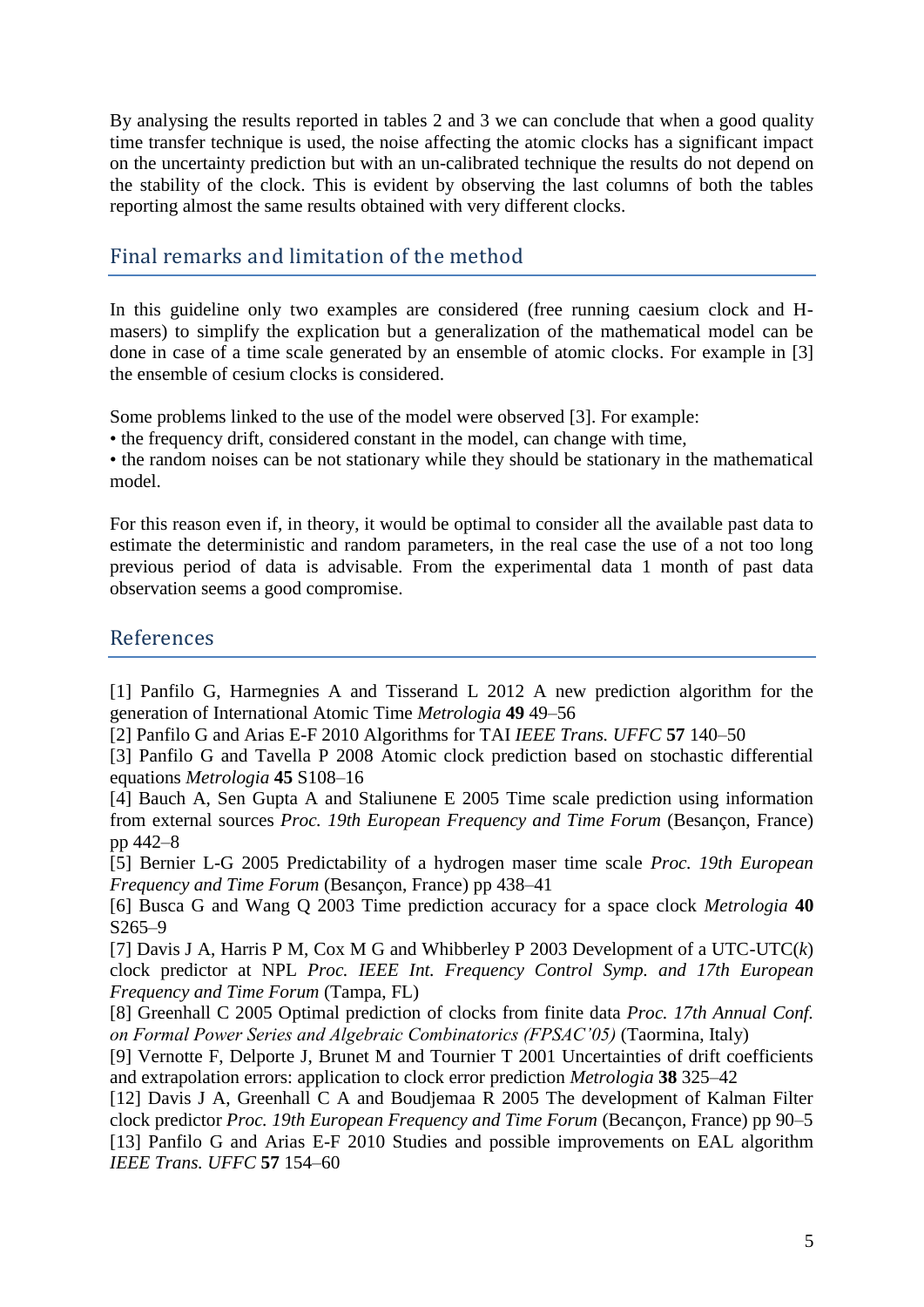By analysing the results reported in tables 2 and 3 we can conclude that when a good quality time transfer technique is used, the noise affecting the atomic clocks has a significant impact on the uncertainty prediction but with an un-calibrated technique the results do not depend on the stability of the clock. This is evident by observing the last columns of both the tables reporting almost the same results obtained with very different clocks.

## Final remarks and limitation of the method

In this guideline only two examples are considered (free running caesium clock and H-masers) to simplify the explication but a generalization of the mathematical model can be done in case of a time scale generated by an ensemble of atomic clocks. For example in [3] the ensemble of cesium clocks is considered.

Some problems linked to the use of the model were observed [3]. For example:

- the frequency drift, considered constant in the model, can change with time,
- the random noises can be not stationary while they should be stationary in the mathematical model.

For this reason even if, in theory, it would be optimal to consider all the available past data to estimate the deterministic and random parameters, in the real case the use of a not too long previous period of data is advisable. From the experimental data 1 month of past data observation seems a good compromise.

## References

[1] Panfilo G, Harmegnies A and Tisserand L 2012 A new prediction algorithm for the generation of International Atomic Time *Metrologia* **49** 49–56

[2] Panfilo G and Arias E-F 2010 Algorithms for TAI *IEEE Trans. UFFC* **57** 140–50

[3] Panfilo G and Tavella P 2008 Atomic clock prediction based on stochastic differential equations *Metrologia* **45** S108–16

[4] Bauch A, Sen Gupta A and Staliunene E 2005 Time scale prediction using information from external sources *Proc. 19th European Frequency and Time Forum* (Besançon, France) pp 442–8

[5] Bernier L-G 2005 Predictability of a hydrogen maser time scale *Proc. 19th European Frequency and Time Forum* (Besançon, France) pp 438–41

[6] Busca G and Wang Q 2003 Time prediction accuracy for a space clock *Metrologia* **40** S265–9

[7] Davis J A, Harris P M, Cox M G and Whibberley P 2003 Development of a UTC-UTC(*k*) clock predictor at NPL *Proc. IEEE Int. Frequency Control Symp. and 17th European Frequency and Time Forum* (Tampa, FL)

[8] Greenhall C 2005 Optimal prediction of clocks from finite data *Proc. 17th Annual Conf. on Formal Power Series and Algebraic Combinatorics (FPSAC'05)* (Taormina, Italy)

[9] Vernotte F, Delporte J, Brunet M and Tournier T 2001 Uncertainties of drift coefficients and extrapolation errors: application to clock error prediction *Metrologia* **38** 325–42

[12] Davis J A, Greenhall C A and Boudjemaa R 2005 The development of Kalman Filter clock predictor *Proc. 19th European Frequency and Time Forum* (Becançon, France) pp 90–5

[13] Panfilo G and Arias E-F 2010 Studies and possible improvements on EAL algorithm *IEEE Trans. UFFC* **57** 154–60